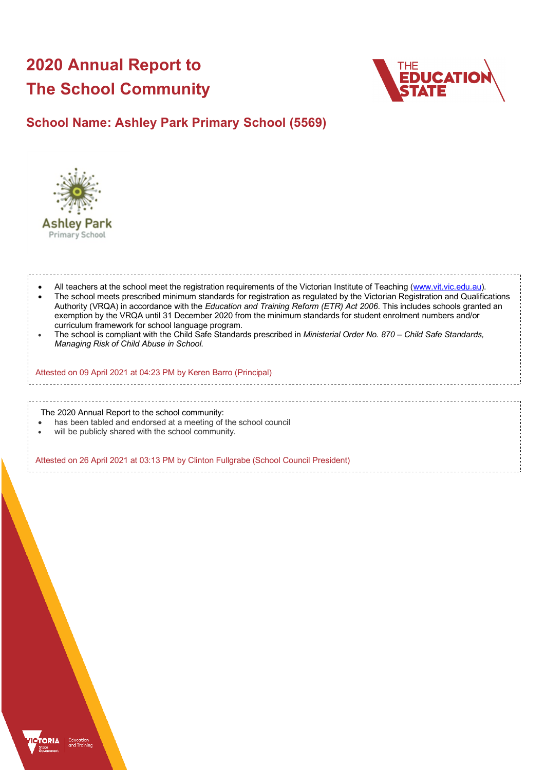# 2020 Annual Report to The School Community

## School Name: Ashley Park Primary School (5569)

- All teachers at the school meet the registration requirements of the Victorian Institute of Teaching (www.vit.vic.edu.au).
- The school meets prescribed minimum standards for registration as regulated by the Victorian Registration and Qualifications Authority (VRQA) in accordance with the *Education and Training Reform (ETR) Act 2006*. This includes schools granted an exemption by the VRQA until 31 December 2020 from the minimum standards for student enrolment numbers and/or curriculum framework for school language program.
- The school is compliant with the Child Safe Standards prescribed in *Ministerial Order No. 870 – Child Safe Standards, Managing Risk of Child Abuse in School.*

Attested on 09 April 2021 at 04:23 PM by Keren Barro (Principal)

The 2020 Annual Report to the school community:

- has been tabled and endorsed at a meeting of the school council
- will be publicly shared with the school community.

Attested on 26 April 2021 at 03:13 PM by Clinton Fullgrabe (School Council President)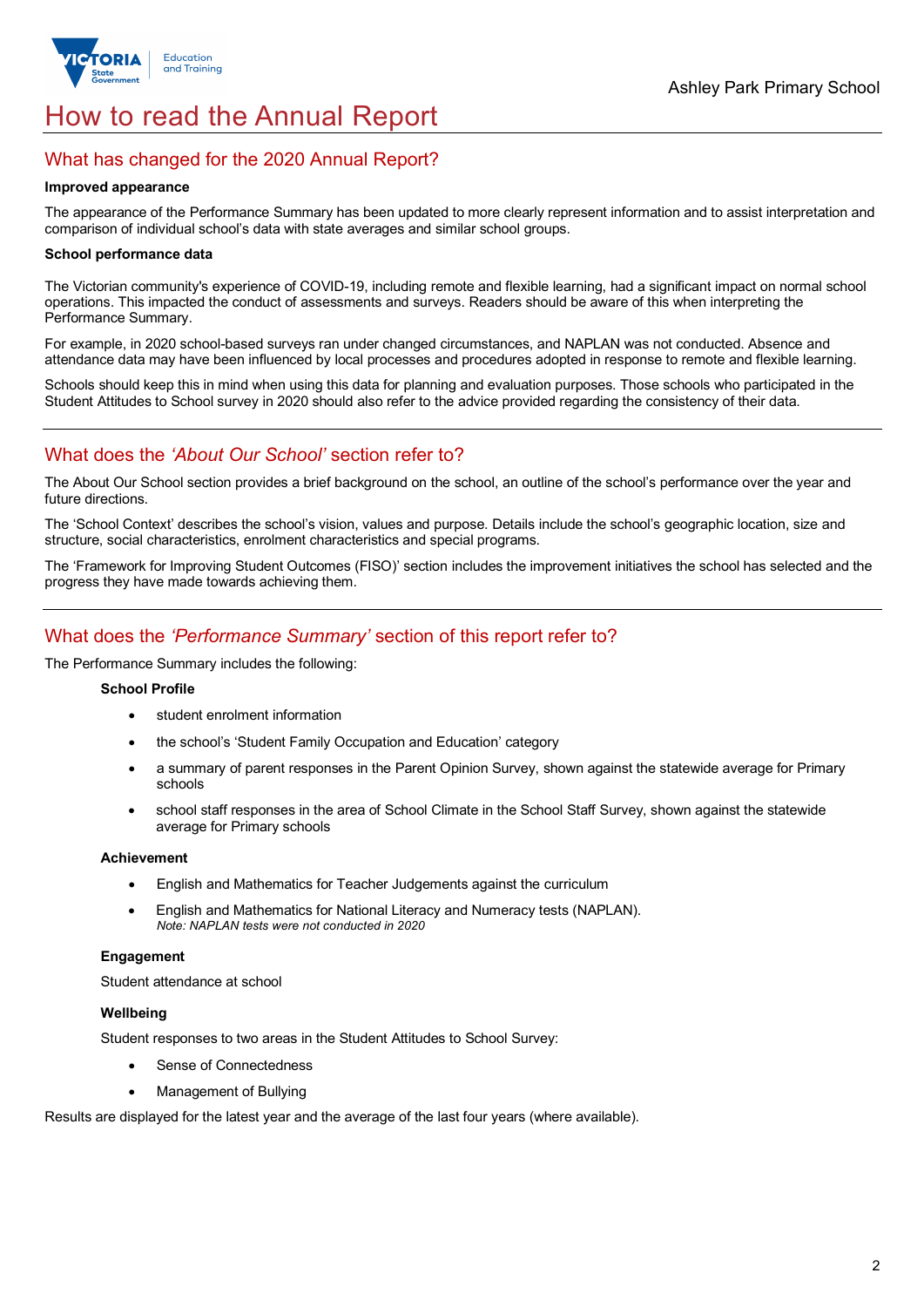# How to read the Annual Report

## What has changed for the 2020 Annual Report?

**Improved appearance**

The appearance of the Performance Summary has been updated to more clearly represent information and to assist interpretation and comparison of individual school's data with state averages and similar school groups.

**School performance data**

The Victorian community's experience of COVID-19, including remote and flexible learning, had a significant impact on normal school operations. This impacted the conduct of assessments and surveys. Readers should be aware of this when interpreting the Performance Summary.

For example, in 2020 school-based surveys ran under changed circumstances, and NAPLAN was not conducted. Absence and attendance data may have been influenced by local processes and procedures adopted in response to remote and flexible learning.

Schools should keep this in mind when using this data for planning and evaluation purposes. Those schools who participated in the Student Attitudes to School survey in 2020 should also refer to the advice provided regarding the consistency of their data.

## What does the *'About Our School'* section refer to?

The About Our School section provides a brief background on the school, an outline of the school's performance over the year and future directions.

The 'School Context' describes the school's vision, values and purpose. Details include the school's geographic location, size and structure, social characteristics, enrolment characteristics and special programs.

The 'Framework for Improving Student Outcomes (FISO)' section includes the improvement initiatives the school has selected and the progress they have made towards achieving them.

## What does the *'Performance Summary'* section of this report refer to?

The Performance Summary includes the following:

**School Profile**

- student enrolment information
- the school's 'Student Family Occupation and Education' category
- a summary of parent responses in the Parent Opinion Survey, shown against the statewide average for Primary schools
- school staff responses in the area of School Climate in the School Staff Survey, shown against the statewide average for Primary schools

**Achievement**

- English and Mathematics for Teacher Judgements against the curriculum
- English and Mathematics for National Literacy and Numeracy tests (NAPLAN).
  *Note: NAPLAN tests were not conducted in 2020*

**Engagement**

Student attendance at school

**Wellbeing**

Student responses to two areas in the Student Attitudes to School Survey:

- Sense of Connectedness
- Management of Bullying

Results are displayed for the latest year and the average of the last four years (where available).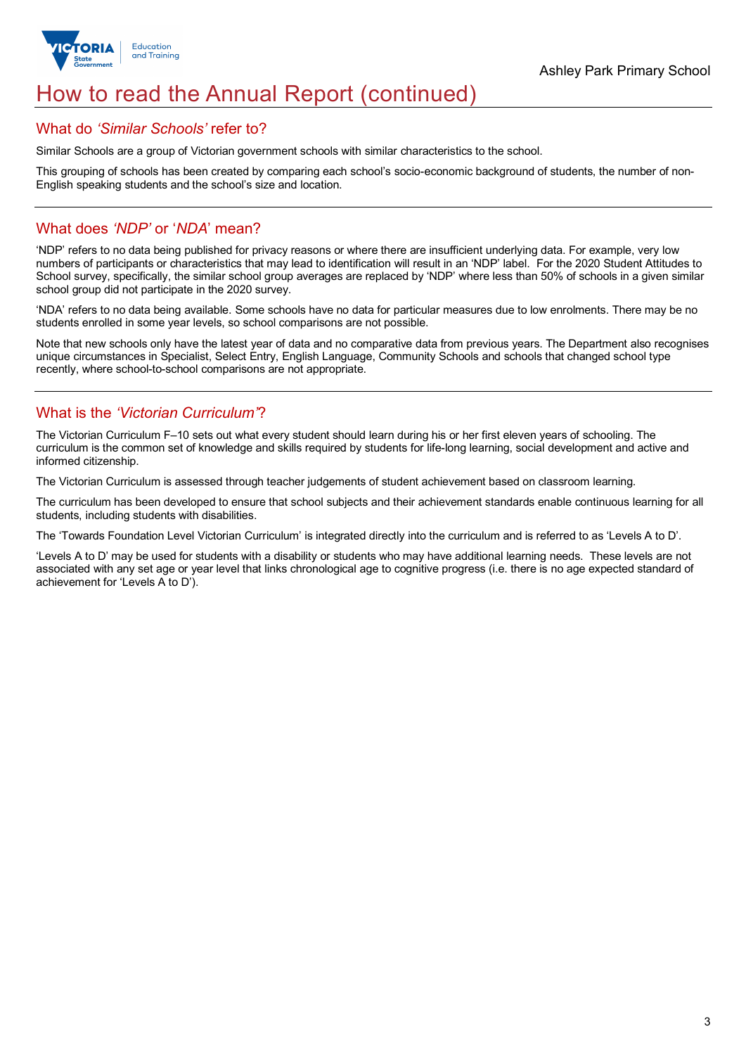# How to read the Annual Report (continued)

## What do *'Similar Schools'* refer to?

Similar Schools are a group of Victorian government schools with similar characteristics to the school.

This grouping of schools has been created by comparing each school's socio-economic background of students, the number of non-English speaking students and the school's size and location.

## What does *'NDP'* or '*NDA*' mean?

'NDP' refers to no data being published for privacy reasons or where there are insufficient underlying data. For example, very low numbers of participants or characteristics that may lead to identification will result in an 'NDP' label. For the 2020 Student Attitudes to School survey, specifically, the similar school group averages are replaced by 'NDP' where less than 50% of schools in a given similar school group did not participate in the 2020 survey.

'NDA' refers to no data being available. Some schools have no data for particular measures due to low enrolments. There may be no students enrolled in some year levels, so school comparisons are not possible.

Note that new schools only have the latest year of data and no comparative data from previous years. The Department also recognises unique circumstances in Specialist, Select Entry, English Language, Community Schools and schools that changed school type recently, where school-to-school comparisons are not appropriate.

## What is the *'Victorian Curriculum'*?

The Victorian Curriculum F–10 sets out what every student should learn during his or her first eleven years of schooling. The curriculum is the common set of knowledge and skills required by students for life-long learning, social development and active and informed citizenship.

The Victorian Curriculum is assessed through teacher judgements of student achievement based on classroom learning.

The curriculum has been developed to ensure that school subjects and their achievement standards enable continuous learning for all students, including students with disabilities.

The 'Towards Foundation Level Victorian Curriculum' is integrated directly into the curriculum and is referred to as 'Levels A to D'.

'Levels A to D' may be used for students with a disability or students who may have additional learning needs. These levels are not associated with any set age or year level that links chronological age to cognitive progress (i.e. there is no age expected standard of achievement for 'Levels A to D').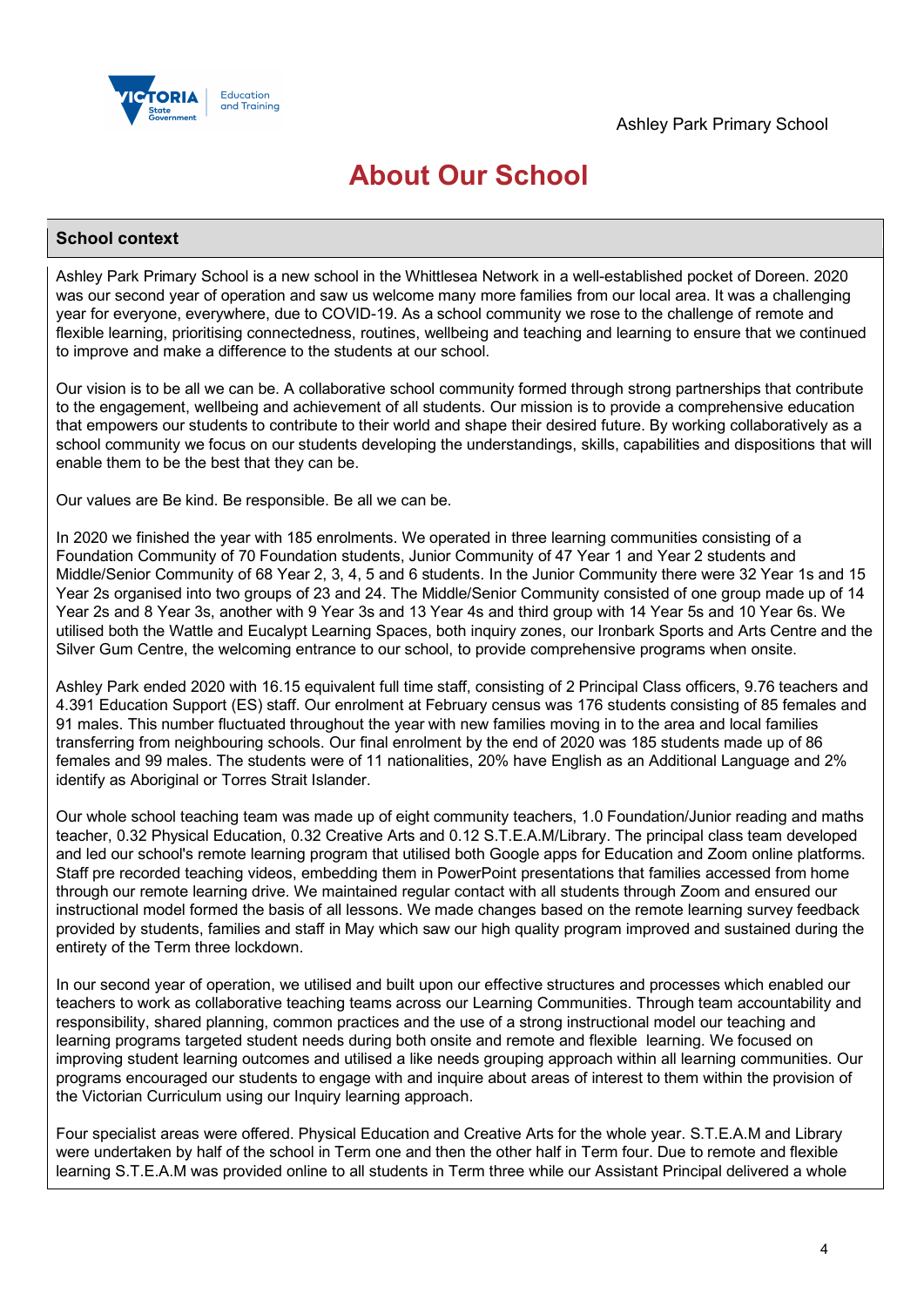# About Our School

## School context

Ashley Park Primary School is a new school in the Whittlesea Network in a well-established pocket of Doreen. 2020 was our second year of operation and saw us welcome many more families from our local area. It was a challenging year for everyone, everywhere, due to COVID-19. As a school community we rose to the challenge of remote and flexible learning, prioritising connectedness, routines, wellbeing and teaching and learning to ensure that we continued to improve and make a difference to the students at our school.

Our vision is to be all we can be. A collaborative school community formed through strong partnerships that contribute to the engagement, wellbeing and achievement of all students. Our mission is to provide a comprehensive education that empowers our students to contribute to their world and shape their desired future. By working collaboratively as a school community we focus on our students developing the understandings, skills, capabilities and dispositions that will enable them to be the best that they can be.

Our values are Be kind. Be responsible. Be all we can be.

In 2020 we finished the year with 185 enrolments. We operated in three learning communities consisting of a Foundation Community of 70 Foundation students, Junior Community of 47 Year 1 and Year 2 students and Middle/Senior Community of 68 Year 2, 3, 4, 5 and 6 students. In the Junior Community there were 32 Year 1s and 15 Year 2s organised into two groups of 23 and 24. The Middle/Senior Community consisted of one group made up of 14 Year 2s and 8 Year 3s, another with 9 Year 3s and 13 Year 4s and third group with 14 Year 5s and 10 Year 6s. We utilised both the Wattle and Eucalypt Learning Spaces, both inquiry zones, our Ironbark Sports and Arts Centre and the Silver Gum Centre, the welcoming entrance to our school, to provide comprehensive programs when onsite.

Ashley Park ended 2020 with 16.15 equivalent full time staff, consisting of 2 Principal Class officers, 9.76 teachers and 4.391 Education Support (ES) staff. Our enrolment at February census was 176 students consisting of 85 females and 91 males. This number fluctuated throughout the year with new families moving in to the area and local families transferring from neighbouring schools. Our final enrolment by the end of 2020 was 185 students made up of 86 females and 99 males. The students were of 11 nationalities, 20% have English as an Additional Language and 2% identify as Aboriginal or Torres Strait Islander.

Our whole school teaching team was made up of eight community teachers, 1.0 Foundation/Junior reading and maths teacher, 0.32 Physical Education, 0.32 Creative Arts and 0.12 S.T.E.A.M/Library. The principal class team developed and led our school's remote learning program that utilised both Google apps for Education and Zoom online platforms. Staff pre recorded teaching videos, embedding them in PowerPoint presentations that families accessed from home through our remote learning drive. We maintained regular contact with all students through Zoom and ensured our instructional model formed the basis of all lessons. We made changes based on the remote learning survey feedback provided by students, families and staff in May which saw our high quality program improved and sustained during the entirety of the Term three lockdown.

In our second year of operation, we utilised and built upon our effective structures and processes which enabled our teachers to work as collaborative teaching teams across our Learning Communities. Through team accountability and responsibility, shared planning, common practices and the use of a strong instructional model our teaching and learning programs targeted student needs during both onsite and remote and flexible learning. We focused on improving student learning outcomes and utilised a like needs grouping approach within all learning communities. Our programs encouraged our students to engage with and inquire about areas of interest to them within the provision of the Victorian Curriculum using our Inquiry learning approach.

Four specialist areas were offered. Physical Education and Creative Arts for the whole year. S.T.E.A.M and Library were undertaken by half of the school in Term one and then the other half in Term four. Due to remote and flexible learning S.T.E.A.M was provided online to all students in Term three while our Assistant Principal delivered a whole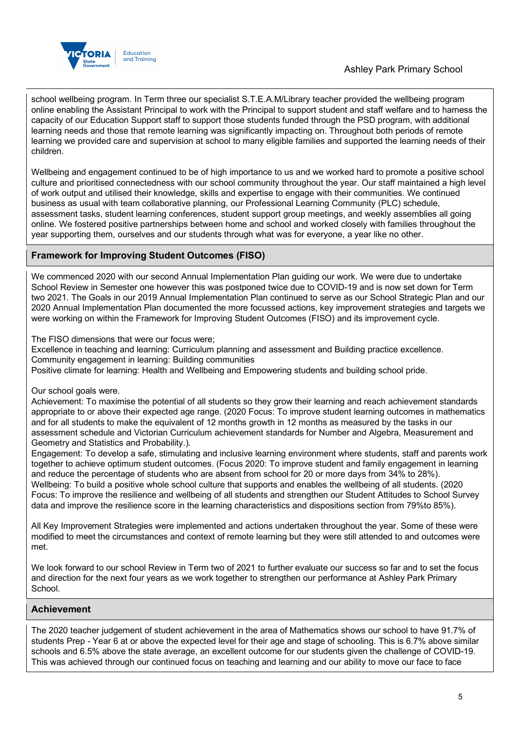school wellbeing program. In Term three our specialist S.T.E.A.M/Library teacher provided the wellbeing program online enabling the Assistant Principal to work with the Principal to support student and staff welfare and to harness the capacity of our Education Support staff to support those students funded through the PSD program, with additional learning needs and those that remote learning was significantly impacting on. Throughout both periods of remote learning we provided care and supervision at school to many eligible families and supported the learning needs of their children.

Wellbeing and engagement continued to be of high importance to us and we worked hard to promote a positive school culture and prioritised connectedness with our school community throughout the year. Our staff maintained a high level of work output and utilised their knowledge, skills and expertise to engage with their communities. We continued business as usual with team collaborative planning, our Professional Learning Community (PLC) schedule, assessment tasks, student learning conferences, student support group meetings, and weekly assemblies all going online. We fostered positive partnerships between home and school and worked closely with families throughout the year supporting them, ourselves and our students through what was for everyone, a year like no other.

## Framework for Improving Student Outcomes (FISO)

We commenced 2020 with our second Annual Implementation Plan guiding our work. We were due to undertake School Review in Semester one however this was postponed twice due to COVID-19 and is now set down for Term two 2021. The Goals in our 2019 Annual Implementation Plan continued to serve as our School Strategic Plan and our 2020 Annual Implementation Plan documented the more focussed actions, key improvement strategies and targets we were working on within the Framework for Improving Student Outcomes (FISO) and its improvement cycle.

The FISO dimensions that were our focus were;
Excellence in teaching and learning: Curriculum planning and assessment and Building practice excellence.
Community engagement in learning: Building communities
Positive climate for learning: Health and Wellbeing and Empowering students and building school pride.

Our school goals were.
Achievement: To maximise the potential of all students so they grow their learning and reach achievement standards appropriate to or above their expected age range. (2020 Focus: To improve student learning outcomes in mathematics and for all students to make the equivalent of 12 months growth in 12 months as measured by the tasks in our assessment schedule and Victorian Curriculum achievement standards for Number and Algebra, Measurement and Geometry and Statistics and Probability.).
Engagement: To develop a safe, stimulating and inclusive learning environment where students, staff and parents work together to achieve optimum student outcomes. (Focus 2020: To improve student and family engagement in learning and reduce the percentage of students who are absent from school for 20 or more days from 34% to 28%).
Wellbeing: To build a positive whole school culture that supports and enables the wellbeing of all students. (2020 Focus: To improve the resilience and wellbeing of all students and strengthen our Student Attitudes to School Survey data and improve the resilience score in the learning characteristics and dispositions section from 79%to 85%).

All Key Improvement Strategies were implemented and actions undertaken throughout the year. Some of these were modified to meet the circumstances and context of remote learning but they were still attended to and outcomes were met.

We look forward to our school Review in Term two of 2021 to further evaluate our success so far and to set the focus and direction for the next four years as we work together to strengthen our performance at Ashley Park Primary School.

## Achievement

The 2020 teacher judgement of student achievement in the area of Mathematics shows our school to have 91.7% of students Prep - Year 6 at or above the expected level for their age and stage of schooling. This is 6.7% above similar schools and 6.5% above the state average, an excellent outcome for our students given the challenge of COVID-19. This was achieved through our continued focus on teaching and learning and our ability to move our face to face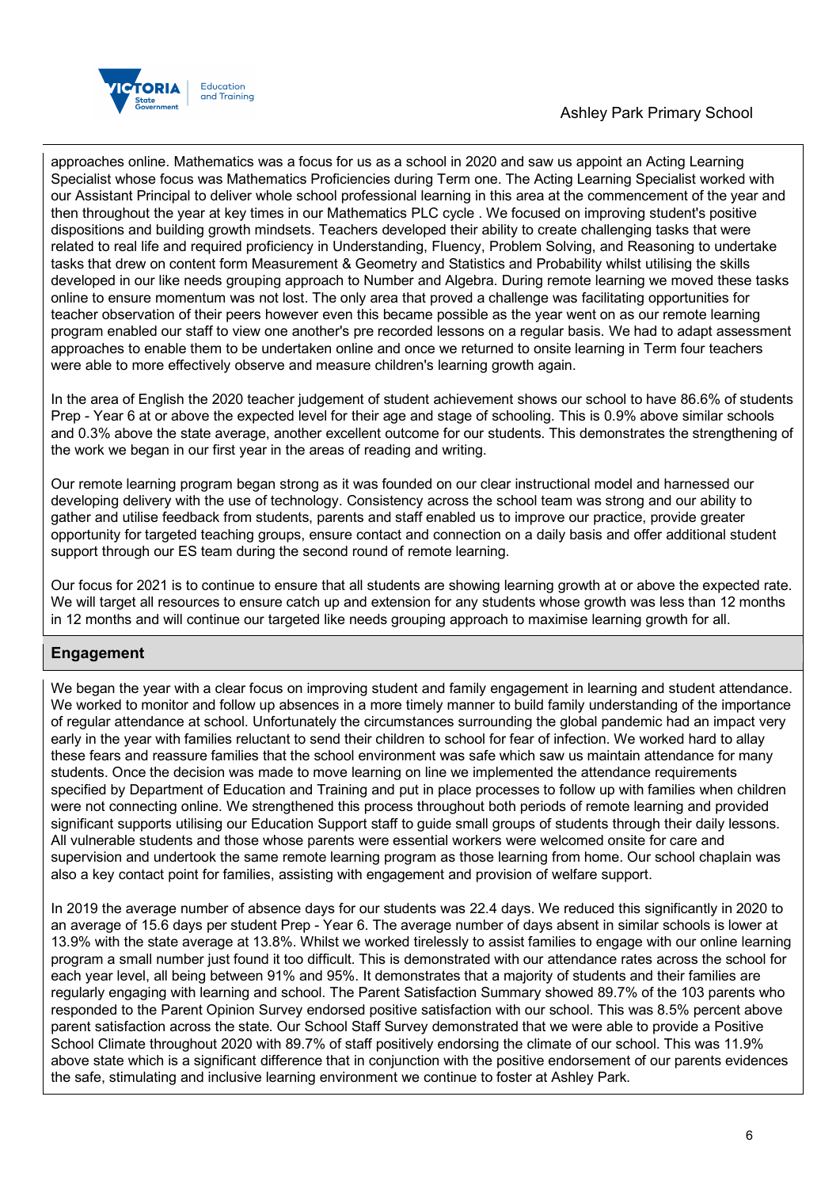approaches online. Mathematics was a focus for us as a school in 2020 and saw us appoint an Acting Learning Specialist whose focus was Mathematics Proficiencies during Term one. The Acting Learning Specialist worked with our Assistant Principal to deliver whole school professional learning in this area at the commencement of the year and then throughout the year at key times in our Mathematics PLC cycle . We focused on improving student's positive dispositions and building growth mindsets. Teachers developed their ability to create challenging tasks that were related to real life and required proficiency in Understanding, Fluency, Problem Solving, and Reasoning to undertake tasks that drew on content form Measurement & Geometry and Statistics and Probability whilst utilising the skills developed in our like needs grouping approach to Number and Algebra. During remote learning we moved these tasks online to ensure momentum was not lost. The only area that proved a challenge was facilitating opportunities for teacher observation of their peers however even this became possible as the year went on as our remote learning program enabled our staff to view one another's pre recorded lessons on a regular basis. We had to adapt assessment approaches to enable them to be undertaken online and once we returned to onsite learning in Term four teachers were able to more effectively observe and measure children's learning growth again.

In the area of English the 2020 teacher judgement of student achievement shows our school to have 86.6% of students Prep - Year 6 at or above the expected level for their age and stage of schooling. This is 0.9% above similar schools and 0.3% above the state average, another excellent outcome for our students. This demonstrates the strengthening of the work we began in our first year in the areas of reading and writing.

Our remote learning program began strong as it was founded on our clear instructional model and harnessed our developing delivery with the use of technology. Consistency across the school team was strong and our ability to gather and utilise feedback from students, parents and staff enabled us to improve our practice, provide greater opportunity for targeted teaching groups, ensure contact and connection on a daily basis and offer additional student support through our ES team during the second round of remote learning.

Our focus for 2021 is to continue to ensure that all students are showing learning growth at or above the expected rate. We will target all resources to ensure catch up and extension for any students whose growth was less than 12 months in 12 months and will continue our targeted like needs grouping approach to maximise learning growth for all.

## Engagement

We began the year with a clear focus on improving student and family engagement in learning and student attendance. We worked to monitor and follow up absences in a more timely manner to build family understanding of the importance of regular attendance at school. Unfortunately the circumstances surrounding the global pandemic had an impact very early in the year with families reluctant to send their children to school for fear of infection. We worked hard to allay these fears and reassure families that the school environment was safe which saw us maintain attendance for many students. Once the decision was made to move learning on line we implemented the attendance requirements specified by Department of Education and Training and put in place processes to follow up with families when children were not connecting online. We strengthened this process throughout both periods of remote learning and provided significant supports utilising our Education Support staff to guide small groups of students through their daily lessons. All vulnerable students and those whose parents were essential workers were welcomed onsite for care and supervision and undertook the same remote learning program as those learning from home. Our school chaplain was also a key contact point for families, assisting with engagement and provision of welfare support.

In 2019 the average number of absence days for our students was 22.4 days. We reduced this significantly in 2020 to an average of 15.6 days per student Prep - Year 6. The average number of days absent in similar schools is lower at 13.9% with the state average at 13.8%. Whilst we worked tirelessly to assist families to engage with our online learning program a small number just found it too difficult. This is demonstrated with our attendance rates across the school for each year level, all being between 91% and 95%. It demonstrates that a majority of students and their families are regularly engaging with learning and school. The Parent Satisfaction Summary showed 89.7% of the 103 parents who responded to the Parent Opinion Survey endorsed positive satisfaction with our school. This was 8.5% percent above parent satisfaction across the state. Our School Staff Survey demonstrated that we were able to provide a Positive School Climate throughout 2020 with 89.7% of staff positively endorsing the climate of our school. This was 11.9% above state which is a significant difference that in conjunction with the positive endorsement of our parents evidences the safe, stimulating and inclusive learning environment we continue to foster at Ashley Park.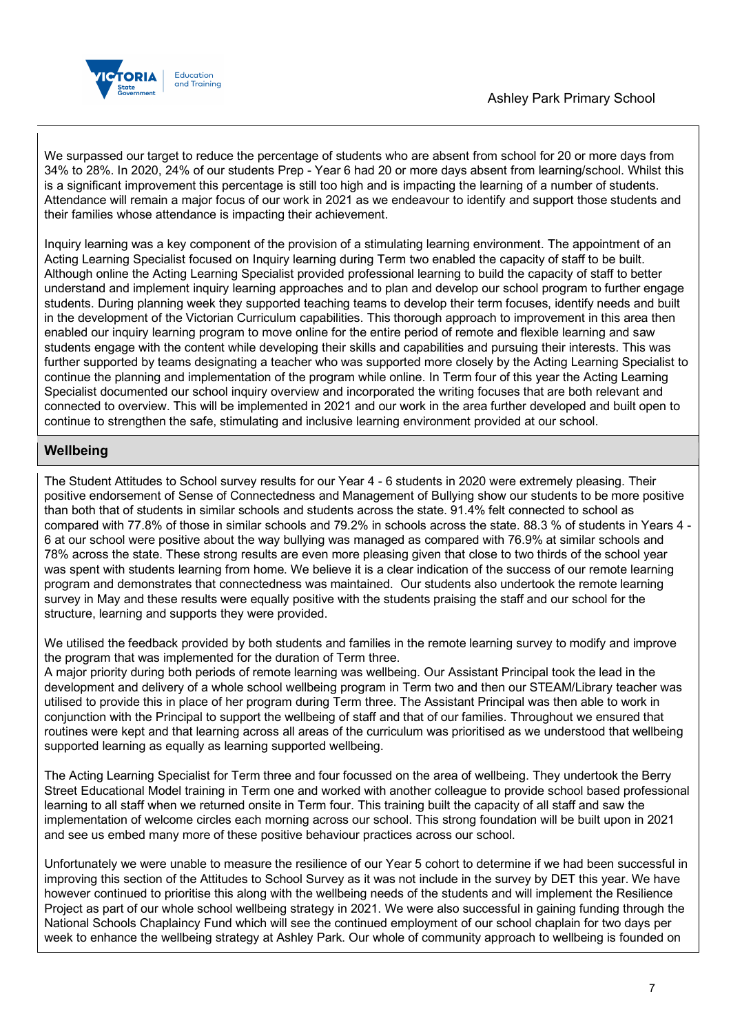We surpassed our target to reduce the percentage of students who are absent from school for 20 or more days from 34% to 28%. In 2020, 24% of our students Prep - Year 6 had 20 or more days absent from learning/school. Whilst this is a significant improvement this percentage is still too high and is impacting the learning of a number of students. Attendance will remain a major focus of our work in 2021 as we endeavour to identify and support those students and their families whose attendance is impacting their achievement.

Inquiry learning was a key component of the provision of a stimulating learning environment. The appointment of an Acting Learning Specialist focused on Inquiry learning during Term two enabled the capacity of staff to be built. Although online the Acting Learning Specialist provided professional learning to build the capacity of staff to better understand and implement inquiry learning approaches and to plan and develop our school program to further engage students. During planning week they supported teaching teams to develop their term focuses, identify needs and built in the development of the Victorian Curriculum capabilities. This thorough approach to improvement in this area then enabled our inquiry learning program to move online for the entire period of remote and flexible learning and saw students engage with the content while developing their skills and capabilities and pursuing their interests. This was further supported by teams designating a teacher who was supported more closely by the Acting Learning Specialist to continue the planning and implementation of the program while online. In Term four of this year the Acting Learning Specialist documented our school inquiry overview and incorporated the writing focuses that are both relevant and connected to overview. This will be implemented in 2021 and our work in the area further developed and built open to continue to strengthen the safe, stimulating and inclusive learning environment provided at our school.

## Wellbeing

The Student Attitudes to School survey results for our Year 4 - 6 students in 2020 were extremely pleasing. Their positive endorsement of Sense of Connectedness and Management of Bullying show our students to be more positive than both that of students in similar schools and students across the state. 91.4% felt connected to school as compared with 77.8% of those in similar schools and 79.2% in schools across the state. 88.3 % of students in Years 4 - 6 at our school were positive about the way bullying was managed as compared with 76.9% at similar schools and 78% across the state. These strong results are even more pleasing given that close to two thirds of the school year was spent with students learning from home. We believe it is a clear indication of the success of our remote learning program and demonstrates that connectedness was maintained. Our students also undertook the remote learning survey in May and these results were equally positive with the students praising the staff and our school for the structure, learning and supports they were provided.

We utilised the feedback provided by both students and families in the remote learning survey to modify and improve the program that was implemented for the duration of Term three.
A major priority during both periods of remote learning was wellbeing. Our Assistant Principal took the lead in the development and delivery of a whole school wellbeing program in Term two and then our STEAM/Library teacher was utilised to provide this in place of her program during Term three. The Assistant Principal was then able to work in conjunction with the Principal to support the wellbeing of staff and that of our families. Throughout we ensured that routines were kept and that learning across all areas of the curriculum was prioritised as we understood that wellbeing supported learning as equally as learning supported wellbeing.

The Acting Learning Specialist for Term three and four focussed on the area of wellbeing. They undertook the Berry Street Educational Model training in Term one and worked with another colleague to provide school based professional learning to all staff when we returned onsite in Term four. This training built the capacity of all staff and saw the implementation of welcome circles each morning across our school. This strong foundation will be built upon in 2021 and see us embed many more of these positive behaviour practices across our school.

Unfortunately we were unable to measure the resilience of our Year 5 cohort to determine if we had been successful in improving this section of the Attitudes to School Survey as it was not include in the survey by DET this year. We have however continued to prioritise this along with the wellbeing needs of the students and will implement the Resilience Project as part of our whole school wellbeing strategy in 2021. We were also successful in gaining funding through the National Schools Chaplaincy Fund which will see the continued employment of our school chaplain for two days per week to enhance the wellbeing strategy at Ashley Park. Our whole of community approach to wellbeing is founded on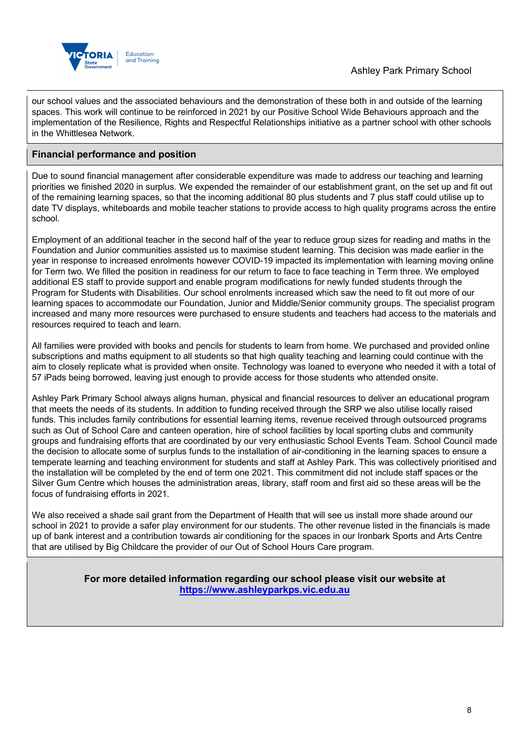our school values and the associated behaviours and the demonstration of these both in and outside of the learning spaces. This work will continue to be reinforced in 2021 by our Positive School Wide Behaviours approach and the implementation of the Resilience, Rights and Respectful Relationships initiative as a partner school with other schools in the Whittlesea Network.

## Financial performance and position

Due to sound financial management after considerable expenditure was made to address our teaching and learning priorities we finished 2020 in surplus. We expended the remainder of our establishment grant, on the set up and fit out of the remaining learning spaces, so that the incoming additional 80 plus students and 7 plus staff could utilise up to date TV displays, whiteboards and mobile teacher stations to provide access to high quality programs across the entire school.

Employment of an additional teacher in the second half of the year to reduce group sizes for reading and maths in the Foundation and Junior communities assisted us to maximise student learning. This decision was made earlier in the year in response to increased enrolments however COVID-19 impacted its implementation with learning moving online for Term two. We filled the position in readiness for our return to face to face teaching in Term three. We employed additional ES staff to provide support and enable program modifications for newly funded students through the Program for Students with Disabilities. Our school enrolments increased which saw the need to fit out more of our learning spaces to accommodate our Foundation, Junior and Middle/Senior community groups. The specialist program increased and many more resources were purchased to ensure students and teachers had access to the materials and resources required to teach and learn.

All families were provided with books and pencils for students to learn from home. We purchased and provided online subscriptions and maths equipment to all students so that high quality teaching and learning could continue with the aim to closely replicate what is provided when onsite. Technology was loaned to everyone who needed it with a total of 57 iPads being borrowed, leaving just enough to provide access for those students who attended onsite.

Ashley Park Primary School always aligns human, physical and financial resources to deliver an educational program that meets the needs of its students. In addition to funding received through the SRP we also utilise locally raised funds. This includes family contributions for essential learning items, revenue received through outsourced programs such as Out of School Care and canteen operation, hire of school facilities by local sporting clubs and community groups and fundraising efforts that are coordinated by our very enthusiastic School Events Team. School Council made the decision to allocate some of surplus funds to the installation of air-conditioning in the learning spaces to ensure a temperate learning and teaching environment for students and staff at Ashley Park. This was collectively prioritised and the installation will be completed by the end of term one 2021. This commitment did not include staff spaces or the Silver Gum Centre which houses the administration areas, library, staff room and first aid so these areas will be the focus of fundraising efforts in 2021.

We also received a shade sail grant from the Department of Health that will see us install more shade around our school in 2021 to provide a safer play environment for our students. The other revenue listed in the financials is made up of bank interest and a contribution towards air conditioning for the spaces in our Ironbark Sports and Arts Centre that are utilised by Big Childcare the provider of our Out of School Hours Care program.

**For more detailed information regarding our school please visit our website at [https://www.ashleyparkps.vic.edu.au](https://www.ashleyparkps.vic.edu.au)**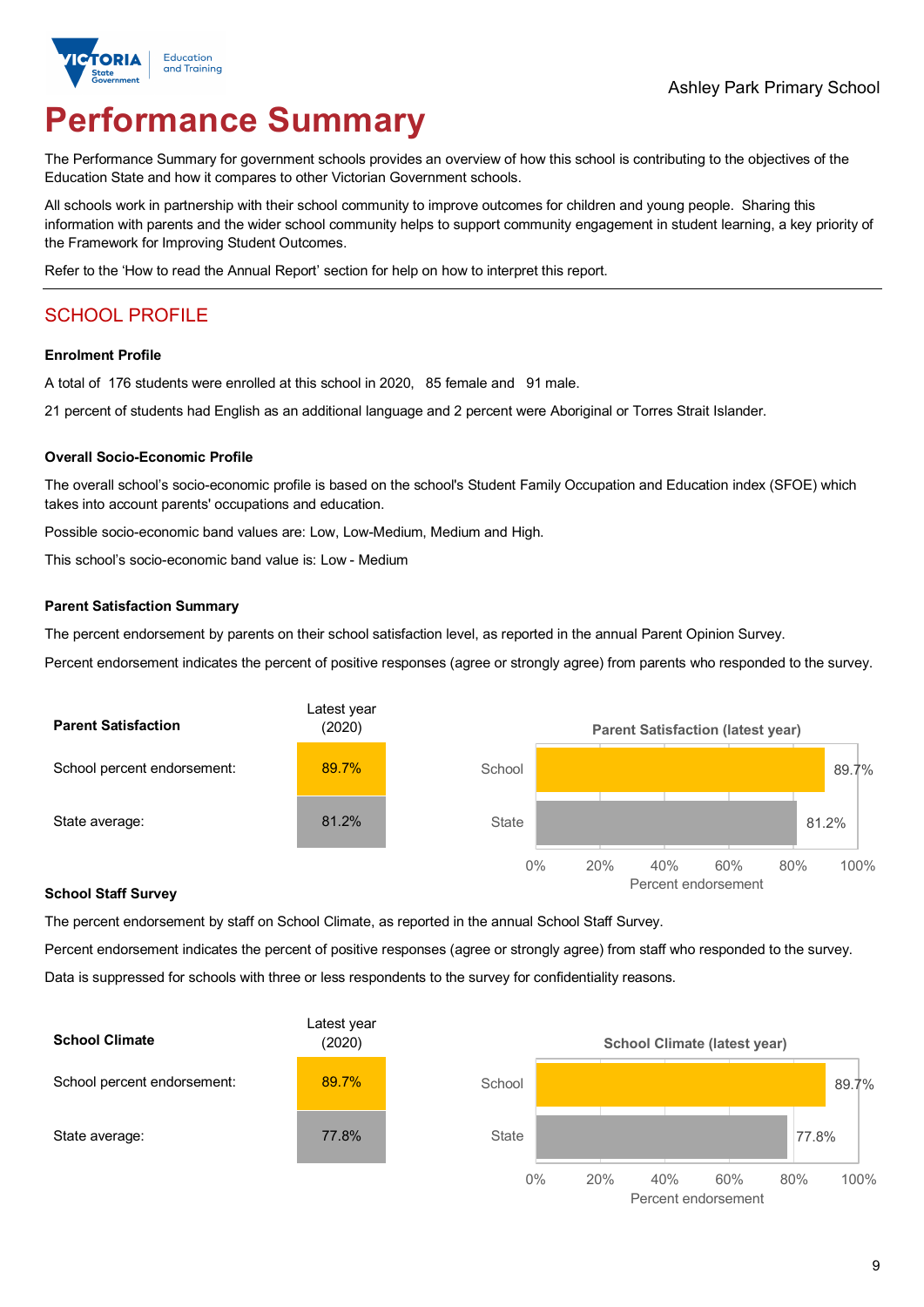# Performance Summary

The Performance Summary for government schools provides an overview of how this school is contributing to the objectives of the Education State and how it compares to other Victorian Government schools.

All schools work in partnership with their school community to improve outcomes for children and young people. Sharing this information with parents and the wider school community helps to support community engagement in student learning, a key priority of the Framework for Improving Student Outcomes.

Refer to the 'How to read the Annual Report' section for help on how to interpret this report.

## SCHOOL PROFILE

### Enrolment Profile

A total of 176 students were enrolled at this school in 2020, 85 female and 91 male.

21 percent of students had English as an additional language and 2 percent were Aboriginal or Torres Strait Islander.

### Overall Socio-Economic Profile

The overall school's socio-economic profile is based on the school's Student Family Occupation and Education index (SFOE) which takes into account parents' occupations and education.

Possible socio-economic band values are: Low, Low-Medium, Medium and High.

This school's socio-economic band value is: Low - Medium

### Parent Satisfaction Summary

The percent endorsement by parents on their school satisfaction level, as reported in the annual Parent Opinion Survey.

Percent endorsement indicates the percent of positive responses (agree or strongly agree) from parents who responded to the survey.

| Parent Satisfaction | Latest year (2020) |
|---|---|
| School percent endorsement: | 89.7% |
| State average: | 81.2% |

**Parent Satisfaction (latest year)**

| | Percent endorsement |
|---|---|
| School | 89.7% |
| State | 81.2% |

### School Staff Survey

The percent endorsement by staff on School Climate, as reported in the annual School Staff Survey.

Percent endorsement indicates the percent of positive responses (agree or strongly agree) from staff who responded to the survey.

Data is suppressed for schools with three or less respondents to the survey for confidentiality reasons.

| School Climate | Latest year (2020) |
|---|---|
| School percent endorsement: | 89.7% |
| State average: | 77.8% |

**School Climate (latest year)**

| | Percent endorsement |
|---|---|
| School | 89.7% |
| State | 77.8% |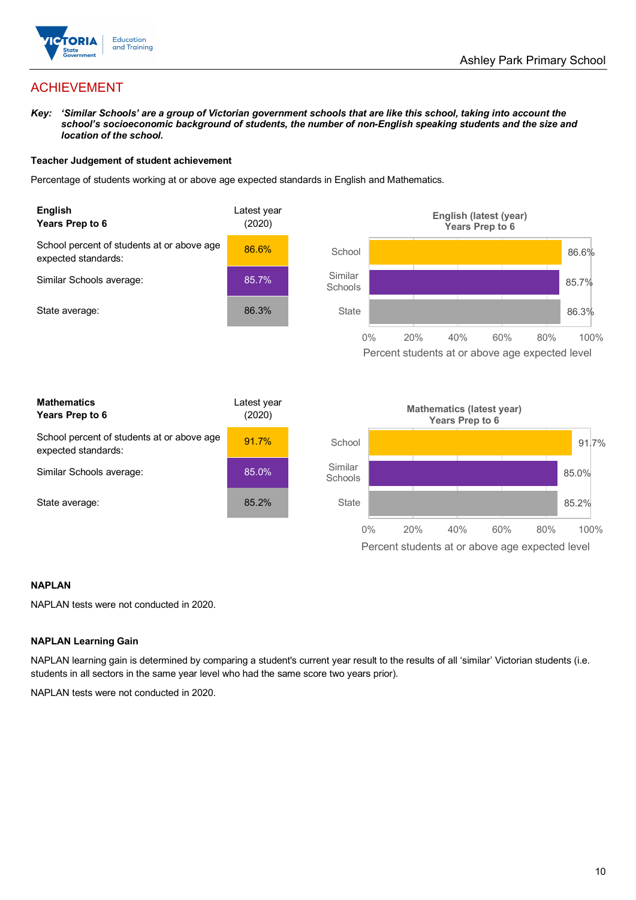## ACHIEVEMENT

***Key:*** ***'Similar Schools' are a group of Victorian government schools that are like this school, taking into account the school's socioeconomic background of students, the number of non-English speaking students and the size and location of the school.***

**Teacher Judgement of student achievement**

Percentage of students working at or above age expected standards in English and Mathematics.

| **English** **Years Prep to 6** | Latest year (2020) |
|---|---|
| School percent of students at or above age expected standards: | 86.6% |
| Similar Schools average: | 85.7% |
| State average: | 86.3% |

**English (latest (year) Years Prep to 6**

| | Percent students at or above age expected level |
|---|---|
| School | 86.6% |
| Similar Schools | 85.7% |
| State | 86.3% |

| **Mathematics** **Years Prep to 6** | Latest year (2020) |
|---|---|
| School percent of students at or above age expected standards: | 91.7% |
| Similar Schools average: | 85.0% |
| State average: | 85.2% |

**Mathematics (latest year) Years Prep to 6**

| | Percent students at or above age expected level |
|---|---|
| School | 91.7% |
| Similar Schools | 85.0% |
| State | 85.2% |

**NAPLAN**

NAPLAN tests were not conducted in 2020.

**NAPLAN Learning Gain**

NAPLAN learning gain is determined by comparing a student's current year result to the results of all 'similar' Victorian students (i.e. students in all sectors in the same year level who had the same score two years prior).

NAPLAN tests were not conducted in 2020.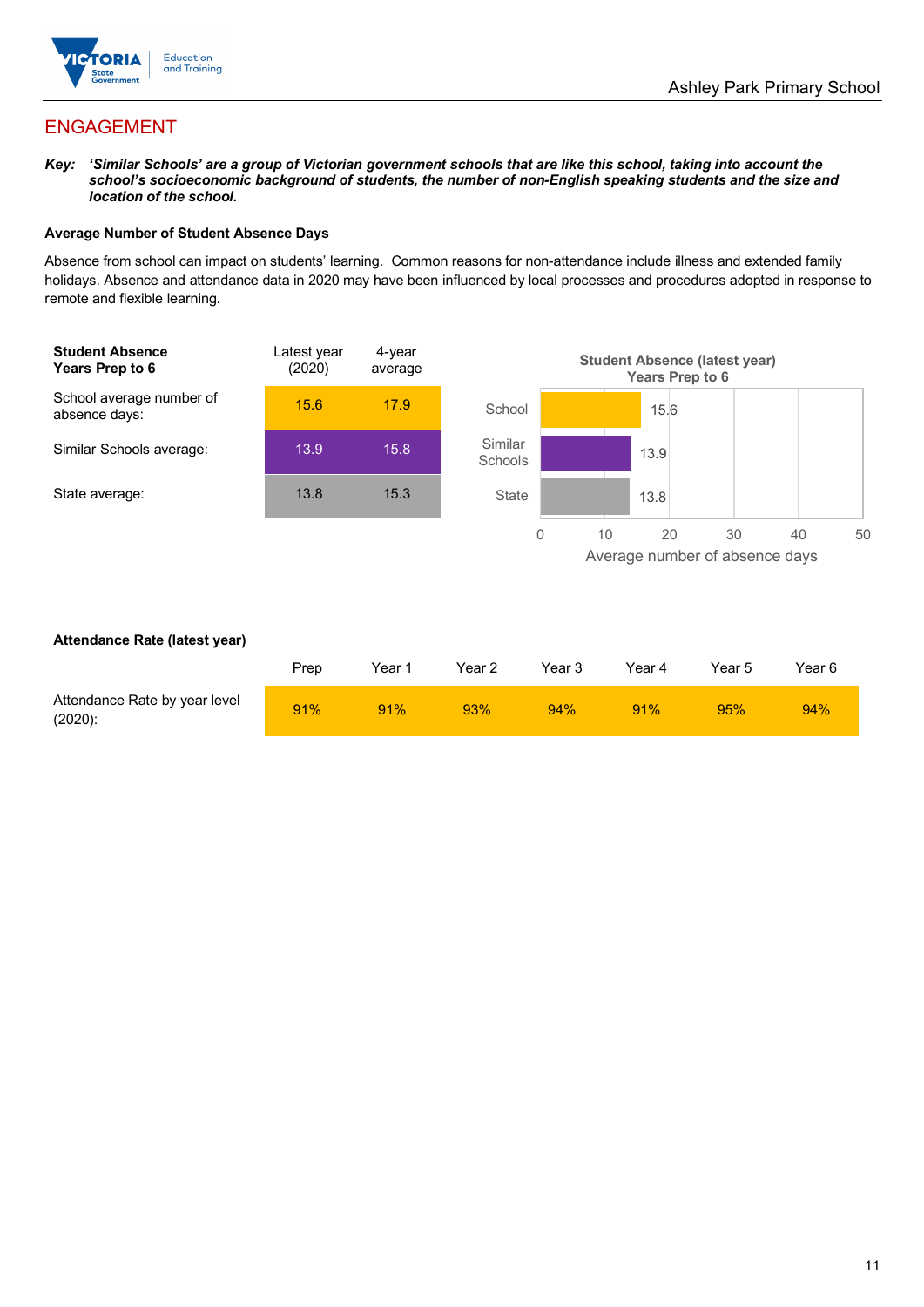## ENGAGEMENT

***Key:** 'Similar Schools' are a group of Victorian government schools that are like this school, taking into account the school's socioeconomic background of students, the number of non-English speaking students and the size and location of the school.*

### Average Number of Student Absence Days

Absence from school can impact on students' learning. Common reasons for non-attendance include illness and extended family holidays. Absence and attendance data in 2020 may have been influenced by local processes and procedures adopted in response to remote and flexible learning.

| **Student Absence Years Prep to 6** | Latest year (2020) | 4-year average |
|---|---|---|
| School average number of absence days: | 15.6 | 17.9 |
| Similar Schools average: | 13.9 | 15.8 |
| State average: | 13.8 | 15.3 |

**Student Absence (latest year) Years Prep to 6**

| | Average number of absence days |
|---|---|
| School | 15.6 |
| Similar Schools | 13.9 |
| State | 13.8 |

### Attendance Rate (latest year)

| | Prep | Year 1 | Year 2 | Year 3 | Year 4 | Year 5 | Year 6 |
|---|---|---|---|---|---|---|---|
| Attendance Rate by year level (2020): | 91% | 91% | 93% | 94% | 91% | 95% | 94% |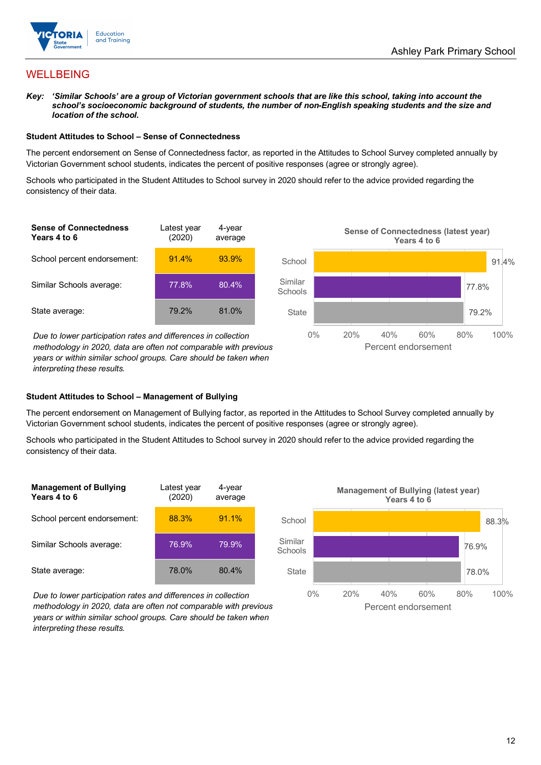# WELLBEING

***Key:** 'Similar Schools' are a group of Victorian government schools that are like this school, taking into account the school's socioeconomic background of students, the number of non-English speaking students and the size and location of the school.*

**Student Attitudes to School – Sense of Connectedness**

The percent endorsement on Sense of Connectedness factor, as reported in the Attitudes to School Survey completed annually by Victorian Government school students, indicates the percent of positive responses (agree or strongly agree).

Schools who participated in the Student Attitudes to School survey in 2020 should refer to the advice provided regarding the consistency of their data.

| **Sense of Connectedness Years 4 to 6** | Latest year (2020) | 4-year average |
|---|---|---|
| School percent endorsement: | 91.4% | 93.9% |
| Similar Schools average: | 77.8% | 80.4% |
| State average: | 79.2% | 81.0% |

*Due to lower participation rates and differences in collection methodology in 2020, data are often not comparable with previous years or within similar school groups. Care should be taken when interpreting these results.*

**Sense of Connectedness (latest year) Years 4 to 6**

| | Percent endorsement |
|---|---|
| School | 91.4% |
| Similar Schools | 77.8% |
| State | 79.2% |

**Student Attitudes to School – Management of Bullying**

The percent endorsement on Management of Bullying factor, as reported in the Attitudes to School Survey completed annually by Victorian Government school students, indicates the percent of positive responses (agree or strongly agree).

Schools who participated in the Student Attitudes to School survey in 2020 should refer to the advice provided regarding the consistency of their data.

| **Management of Bullying Years 4 to 6** | Latest year (2020) | 4-year average |
|---|---|---|
| School percent endorsement: | 88.3% | 91.1% |
| Similar Schools average: | 76.9% | 79.9% |
| State average: | 78.0% | 80.4% |

*Due to lower participation rates and differences in collection methodology in 2020, data are often not comparable with previous years or within similar school groups. Care should be taken when interpreting these results.*

**Management of Bullying (latest year) Years 4 to 6**

| | Percent endorsement |
|---|---|
| School | 88.3% |
| Similar Schools | 76.9% |
| State | 78.0% |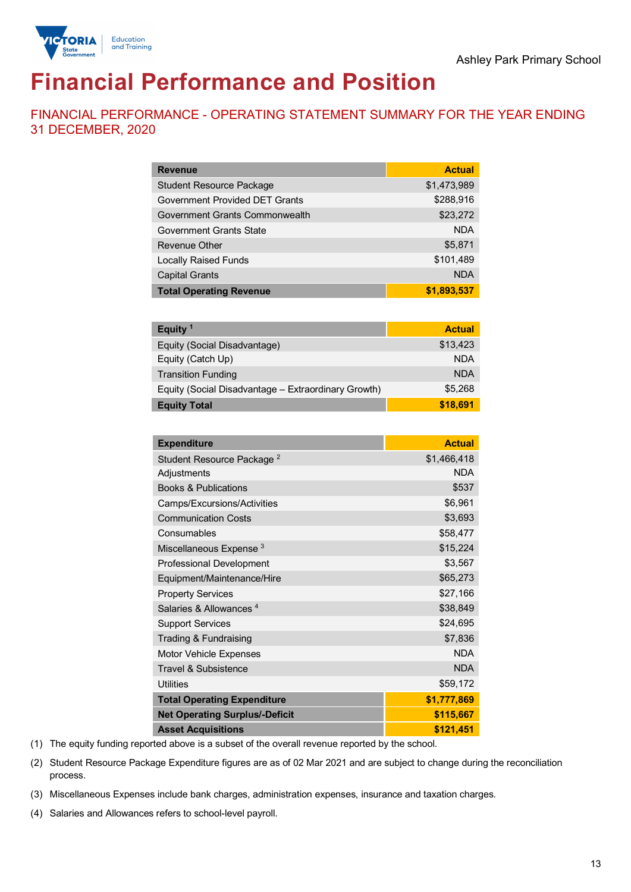Ashley Park Primary School

# Financial Performance and Position

## FINANCIAL PERFORMANCE - OPERATING STATEMENT SUMMARY FOR THE YEAR ENDING 31 DECEMBER, 2020

| Revenue | Actual |
|---|---|
| Student Resource Package | $1,473,989 |
| Government Provided DET Grants | $288,916 |
| Government Grants Commonwealth | $23,272 |
| Government Grants State | NDA |
| Revenue Other | $5,871 |
| Locally Raised Funds | $101,489 |
| Capital Grants | NDA |
| **Total Operating Revenue** | **$1,893,537** |

| Equity [1] | Actual |
|---|---|
| Equity (Social Disadvantage) | $13,423 |
| Equity (Catch Up) | NDA |
| Transition Funding | NDA |
| Equity (Social Disadvantage – Extraordinary Growth) | $5,268 |
| **Equity Total** | **$18,691** |

| Expenditure | Actual |
|---|---|
| Student Resource Package [2] | $1,466,418 |
| Adjustments | NDA |
| Books & Publications | $537 |
| Camps/Excursions/Activities | $6,961 |
| Communication Costs | $3,693 |
| Consumables | $58,477 |
| Miscellaneous Expense [3] | $15,224 |
| Professional Development | $3,567 |
| Equipment/Maintenance/Hire | $65,273 |
| Property Services | $27,166 |
| Salaries & Allowances [4] | $38,849 |
| Support Services | $24,695 |
| Trading & Fundraising | $7,836 |
| Motor Vehicle Expenses | NDA |
| Travel & Subsistence | NDA |
| Utilities | $59,172 |
| **Total Operating Expenditure** | **$1,777,869** |
| **Net Operating Surplus/-Deficit** | **$115,667** |
| **Asset Acquisitions** | **$121,451** |

(1) The equity funding reported above is a subset of the overall revenue reported by the school.

(2) Student Resource Package Expenditure figures are as of 02 Mar 2021 and are subject to change during the reconciliation process.

(3) Miscellaneous Expenses include bank charges, administration expenses, insurance and taxation charges.

(4) Salaries and Allowances refers to school-level payroll.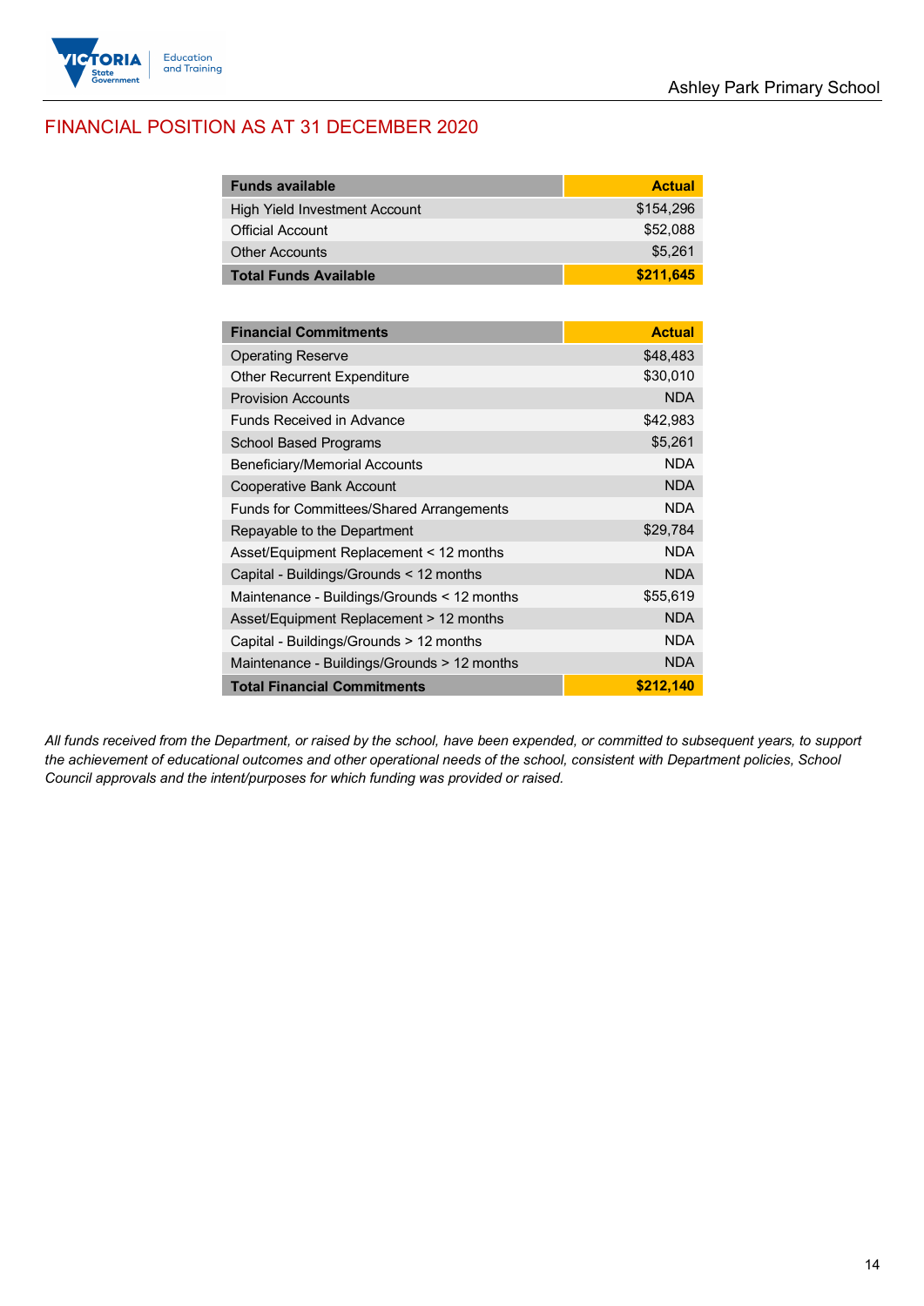# FINANCIAL POSITION AS AT 31 DECEMBER 2020

| Funds available | Actual |
|---|---|
| High Yield Investment Account | $154,296 |
| Official Account | $52,088 |
| Other Accounts | $5,261 |
| **Total Funds Available** | **$211,645** |

| Financial Commitments | Actual |
|---|---|
| Operating Reserve | $48,483 |
| Other Recurrent Expenditure | $30,010 |
| Provision Accounts | NDA |
| Funds Received in Advance | $42,983 |
| School Based Programs | $5,261 |
| Beneficiary/Memorial Accounts | NDA |
| Cooperative Bank Account | NDA |
| Funds for Committees/Shared Arrangements | NDA |
| Repayable to the Department | $29,784 |
| Asset/Equipment Replacement < 12 months | NDA |
| Capital - Buildings/Grounds < 12 months | NDA |
| Maintenance - Buildings/Grounds < 12 months | $55,619 |
| Asset/Equipment Replacement > 12 months | NDA |
| Capital - Buildings/Grounds > 12 months | NDA |
| Maintenance - Buildings/Grounds > 12 months | NDA |
| **Total Financial Commitments** | **$212,140** |

*All funds received from the Department, or raised by the school, have been expended, or committed to subsequent years, to support the achievement of educational outcomes and other operational needs of the school, consistent with Department policies, School Council approvals and the intent/purposes for which funding was provided or raised.*